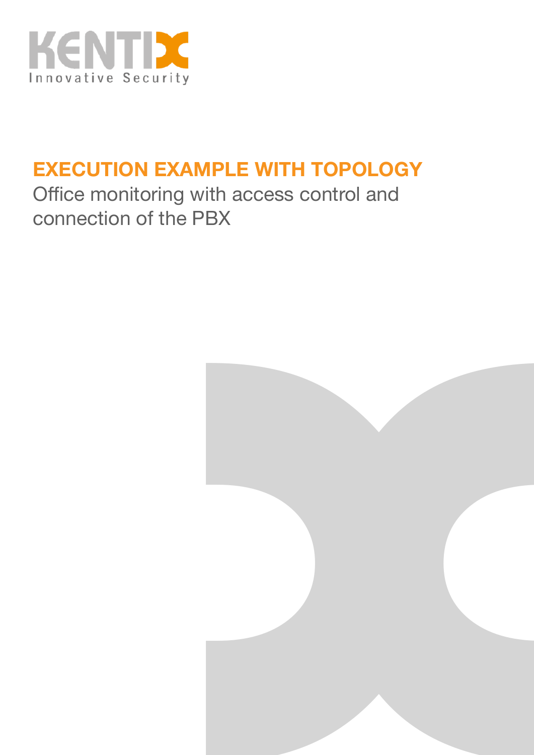KENTIX
Innovative Security

# EXECUTION EXAMPLE WITH TOPOLOGY

Office monitoring with access control and connection of the PBX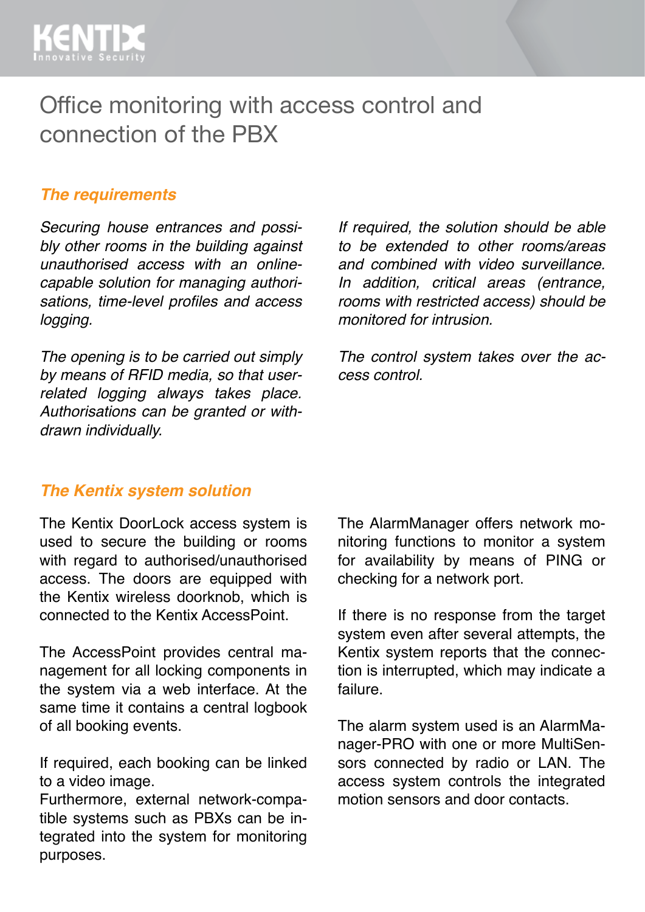# Office monitoring with access control and connection of the PBX

## *The requirements*

*Securing house entrances and possibly other rooms in the building against unauthorised access with an online-capable solution for managing authorisations, time-level profiles and access logging.*

*The opening is to be carried out simply by means of RFID media, so that user-related logging always takes place. Authorisations can be granted or withdrawn individually.*

*If required, the solution should be able to be extended to other rooms/areas and combined with video surveillance. In addition, critical areas (entrance, rooms with restricted access) should be monitored for intrusion.*

*The control system takes over the access control.*

## *The Kentix system solution*

The Kentix DoorLock access system is used to secure the building or rooms with regard to authorised/unauthorised access. The doors are equipped with the Kentix wireless doorknob, which is connected to the Kentix AccessPoint.

The AccessPoint provides central management for all locking components in the system via a web interface. At the same time it contains a central logbook of all booking events.

If required, each booking can be linked to a video image.
Furthermore, external network-compatible systems such as PBXs can be integrated into the system for monitoring purposes.

The AlarmManager offers network monitoring functions to monitor a system for availability by means of PING or checking for a network port.

If there is no response from the target system even after several attempts, the Kentix system reports that the connection is interrupted, which may indicate a failure.

The alarm system used is an AlarmManager-PRO with one or more MultiSensors connected by radio or LAN. The access system controls the integrated motion sensors and door contacts.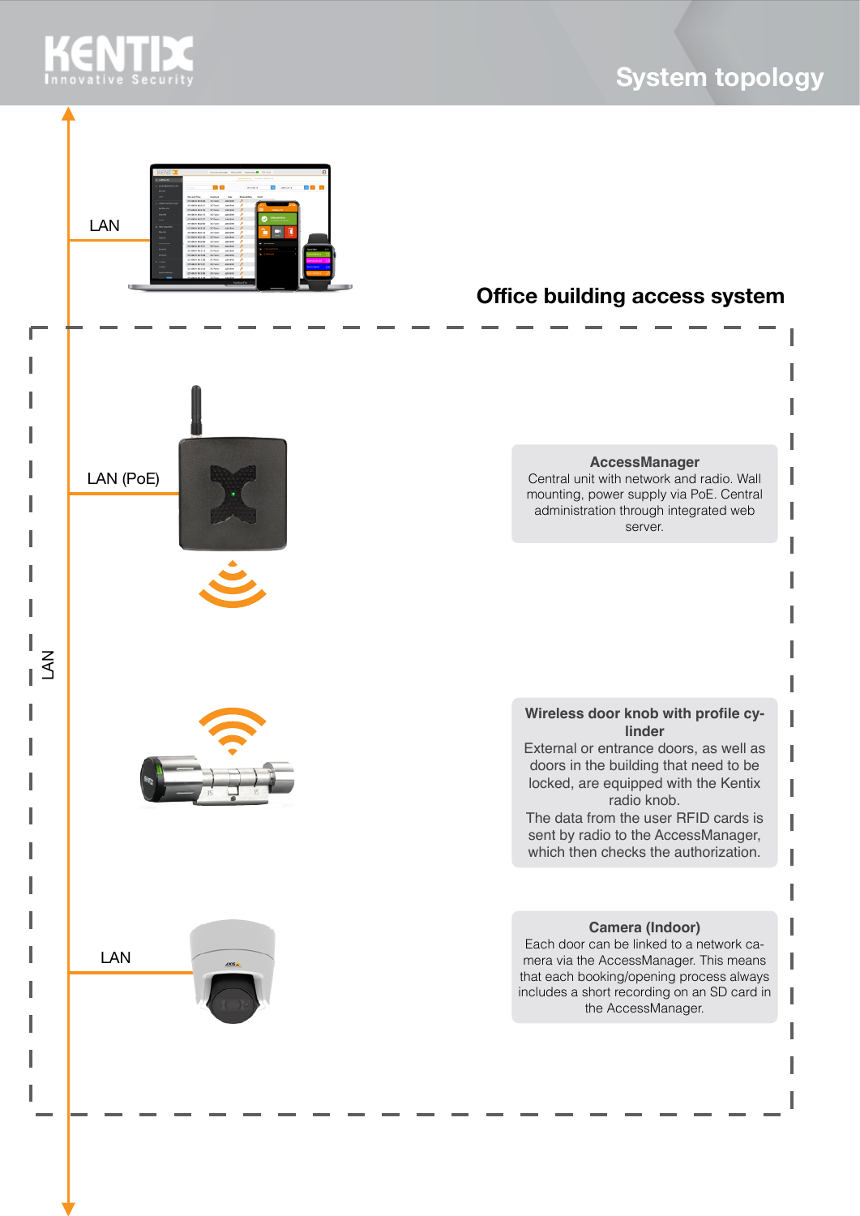## System topology

LAN

### Office building access system

LAN (PoE)

**AccessManager**
Central unit with network and radio. Wall mounting, power supply via PoE. Central administration through integrated web server.

LAN

**Wireless door knob with profile cylinder**
External or entrance doors, as well as doors in the building that need to be locked, are equipped with the Kentix radio knob.
The data from the user RFID cards is sent by radio to the AccessManager, which then checks the authorization.

LAN

**Camera (Indoor)**
Each door can be linked to a network camera via the AccessManager. This means that each booking/opening process always includes a short recording on an SD card in the AccessManager.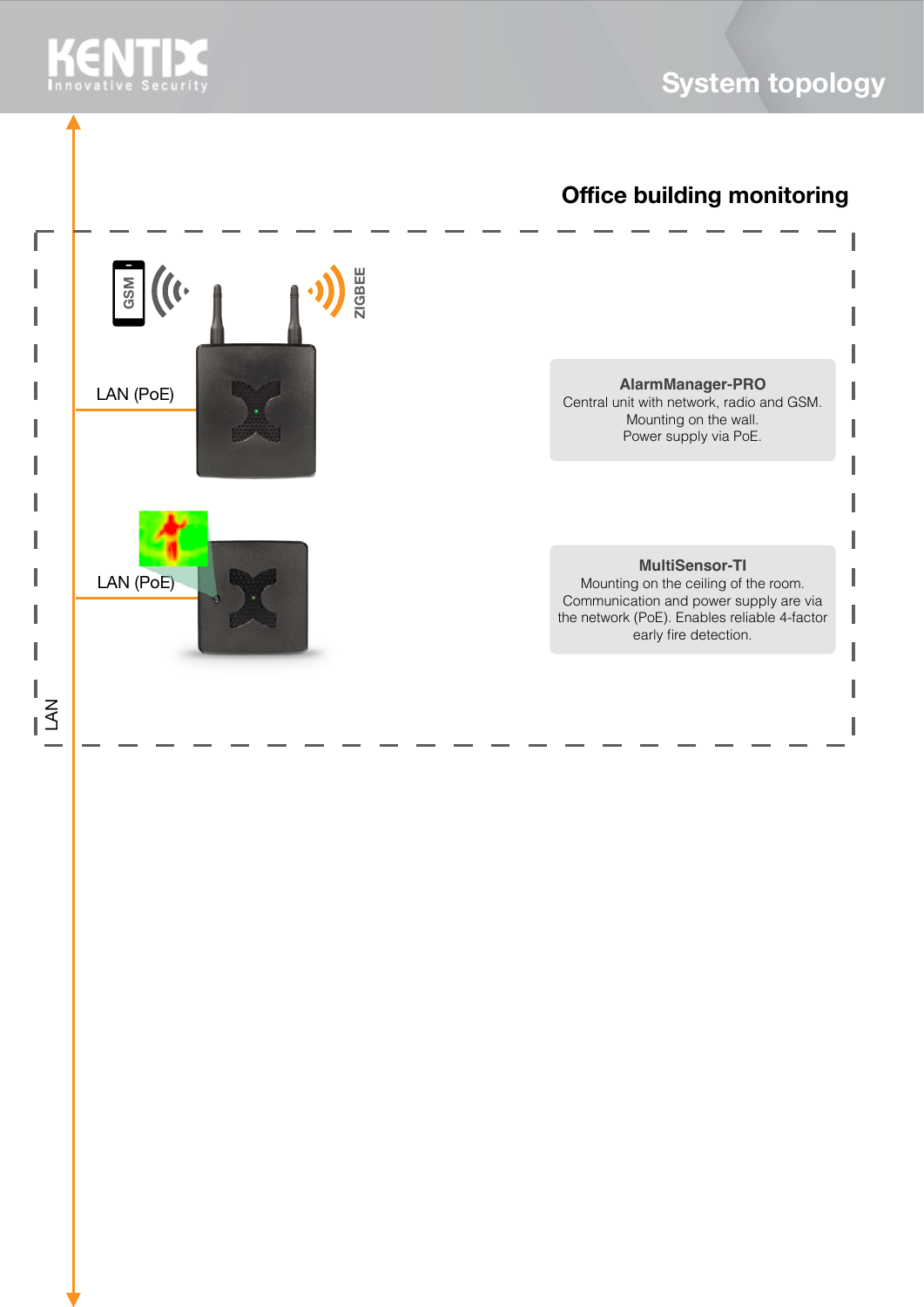## System topology

### Office building monitoring

GSM

ZIGBEE

LAN (PoE)

**AlarmManager-PRO**
Central unit with network, radio and GSM.
Mounting on the wall.
Power supply via PoE.

LAN (PoE)

**MultiSensor-TI**
Mounting on the ceiling of the room.
Communication and power supply are via the network (PoE). Enables reliable 4-factor early fire detection.

LAN